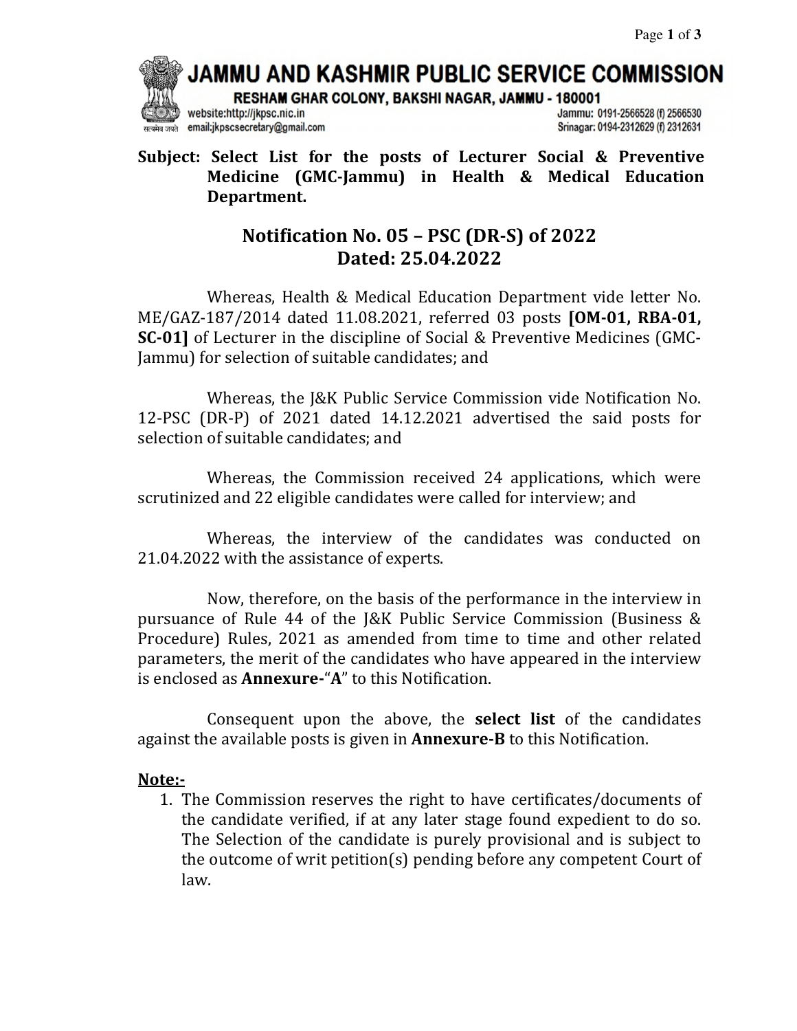# JAMMU AND KASHMIR PUBLIC SERVICE COMMISSION

RESHAM GHAR COLONY, BAKSHI NAGAR, JAMMU - 180001

website:http://jkpsc.nic.in
email:jkpscsecretary@gmail.com

Jammu: 0191-2566528 (f) 2566530
Srinagar: 0194-2312629 (f) 2312631

**Subject: Select List for the posts of Lecturer Social & Preventive Medicine (GMC-Jammu) in Health & Medical Education Department.**

## Notification No. 05 – PSC (DR-S) of 2022
## Dated: 25.04.2022

Whereas, Health & Medical Education Department vide letter No. ME/GAZ-187/2014 dated 11.08.2021, referred 03 posts **[OM-01, RBA-01, SC-01]** of Lecturer in the discipline of Social & Preventive Medicines (GMC-Jammu) for selection of suitable candidates; and

Whereas, the J&K Public Service Commission vide Notification No. 12-PSC (DR-P) of 2021 dated 14.12.2021 advertised the said posts for selection of suitable candidates; and

Whereas, the Commission received 24 applications, which were scrutinized and 22 eligible candidates were called for interview; and

Whereas, the interview of the candidates was conducted on 21.04.2022 with the assistance of experts.

Now, therefore, on the basis of the performance in the interview in pursuance of Rule 44 of the J&K Public Service Commission (Business & Procedure) Rules, 2021 as amended from time to time and other related parameters, the merit of the candidates who have appeared in the interview is enclosed as **Annexure-**“**A**” to this Notification.

Consequent upon the above, the **select list** of the candidates against the available posts is given in **Annexure-B** to this Notification.

**Note:-**

1. The Commission reserves the right to have certificates/documents of the candidate verified, if at any later stage found expedient to do so. The Selection of the candidate is purely provisional and is subject to the outcome of writ petition(s) pending before any competent Court of law.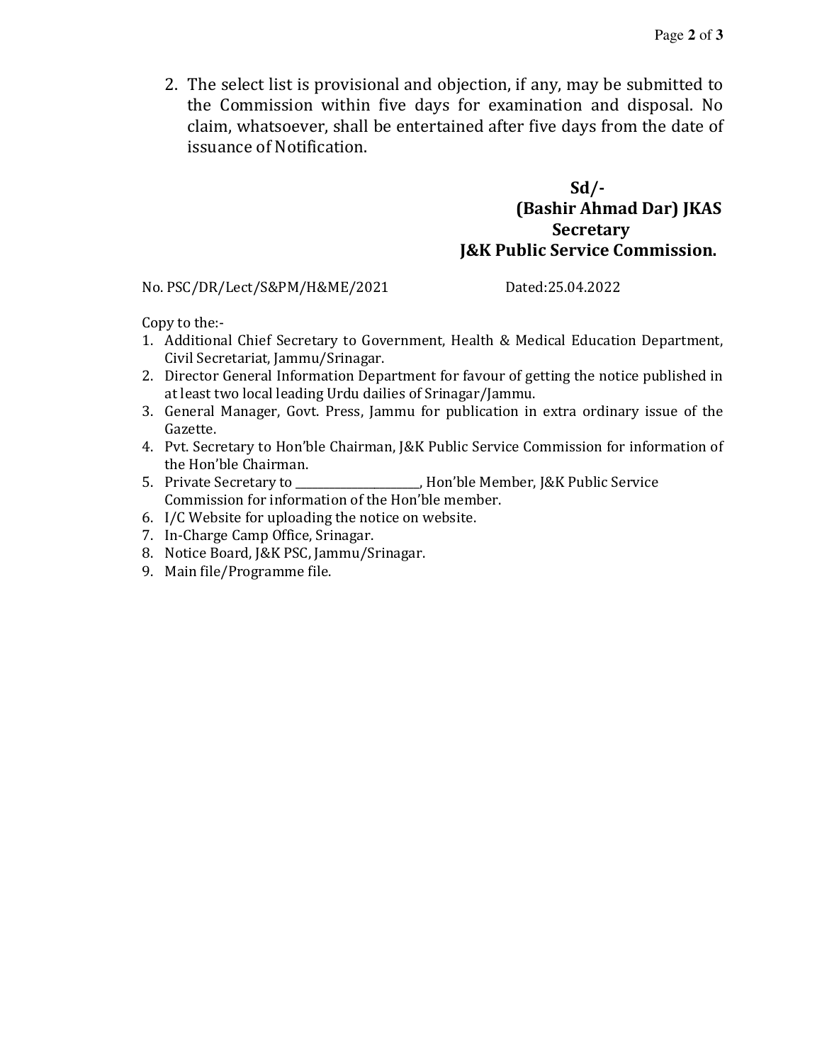2. The select list is provisional and objection, if any, may be submitted to the Commission within five days for examination and disposal. No claim, whatsoever, shall be entertained after five days from the date of issuance of Notification.

**Sd/-**
**(Bashir Ahmad Dar) JKAS**
**Secretary**
**J&K Public Service Commission.**

No. PSC/DR/Lect/S&PM/H&ME/2021 Dated:25.04.2022

Copy to the:-

1. Additional Chief Secretary to Government, Health & Medical Education Department, Civil Secretariat, Jammu/Srinagar.
2. Director General Information Department for favour of getting the notice published in at least two local leading Urdu dailies of Srinagar/Jammu.
3. General Manager, Govt. Press, Jammu for publication in extra ordinary issue of the Gazette.
4. Pvt. Secretary to Hon'ble Chairman, J&K Public Service Commission for information of the Hon'ble Chairman.
5. Private Secretary to ______________________, Hon'ble Member, J&K Public Service Commission for information of the Hon'ble member.
6. I/C Website for uploading the notice on website.
7. In-Charge Camp Office, Srinagar.
8. Notice Board, J&K PSC, Jammu/Srinagar.
9. Main file/Programme file.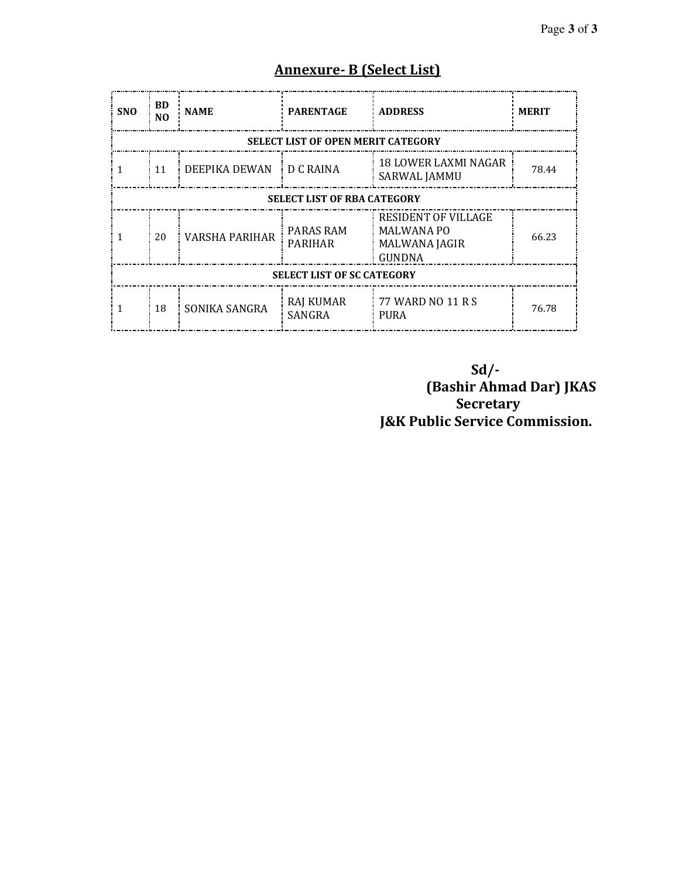## Annexure- B (Select List)

| SNO | BD NO | NAME | PARENTAGE | ADDRESS | MERIT |
|---|---|---|---|---|---|
| **SELECT LIST OF OPEN MERIT CATEGORY** | | | | | |
| 1 | 11 | DEEPIKA DEWAN | D C RAINA | 18 LOWER LAXMI NAGAR SARWAL JAMMU | 78.44 |
| **SELECT LIST OF RBA CATEGORY** | | | | | |
| 1 | 20 | VARSHA PARIHAR | PARAS RAM PARIHAR | RESIDENT OF VILLAGE MALWANA PO MALWANA JAGIR GUNDNA | 66.23 |
| **SELECT LIST OF SC CATEGORY** | | | | | |
| 1 | 18 | SONIKA SANGRA | RAJ KUMAR SANGRA | 77 WARD NO 11 R S PURA | 76.78 |

**Sd/-**
**(Bashir Ahmad Dar) JKAS**
**Secretary**
**J&K Public Service Commission.**